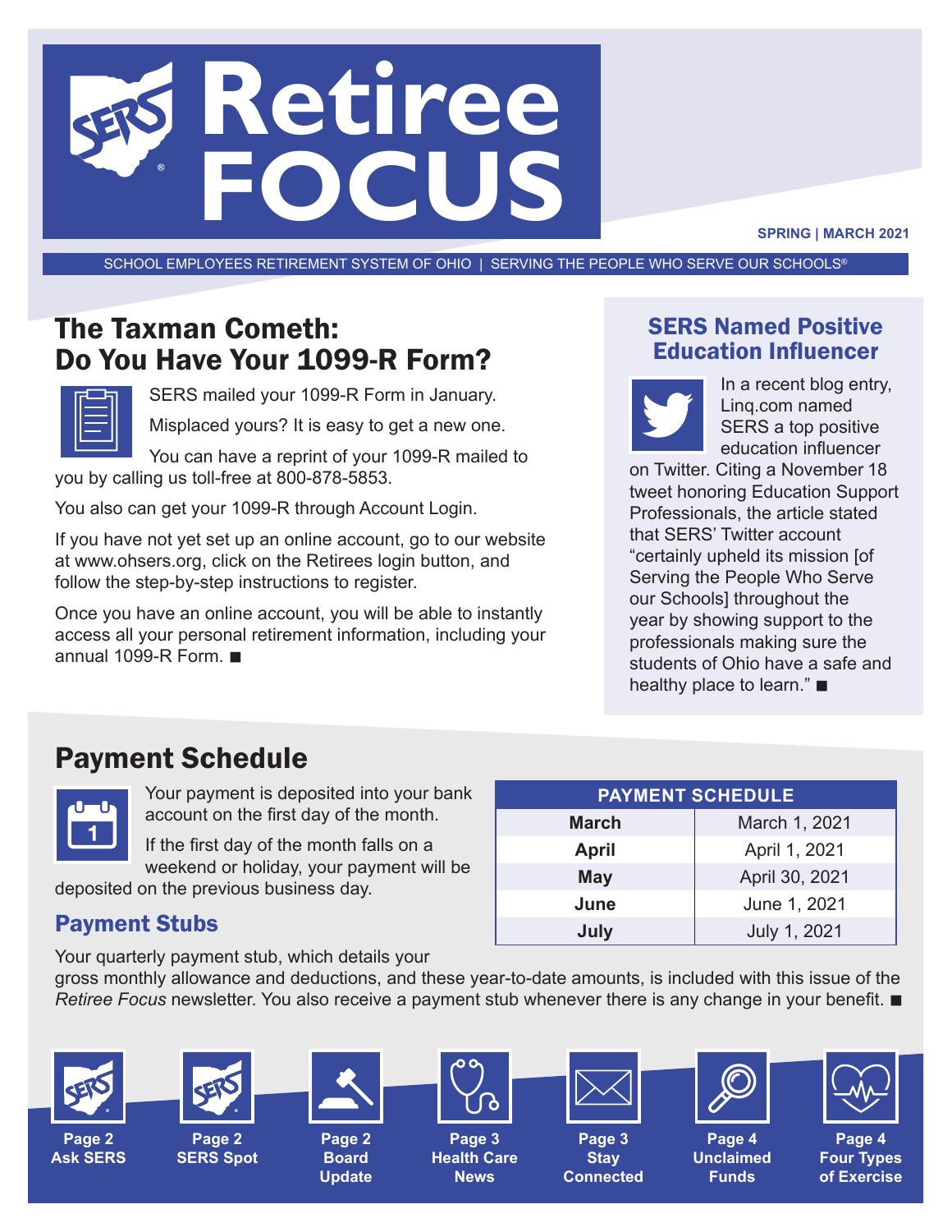# Retiree FOCUS

SPRING | MARCH 2021

SCHOOL EMPLOYEES RETIREMENT SYSTEM OF OHIO | SERVING THE PEOPLE WHO SERVE OUR SCHOOLS®

## The Taxman Cometh: Do You Have Your 1099-R Form?

SERS mailed your 1099-R Form in January.

Misplaced yours? It is easy to get a new one.

You can have a reprint of your 1099-R mailed to you by calling us toll-free at 800-878-5853.

You also can get your 1099-R through Account Login.

If you have not yet set up an online account, go to our website at www.ohsers.org, click on the Retirees login button, and follow the step-by-step instructions to register.

Once you have an online account, you will be able to instantly access all your personal retirement information, including your annual 1099-R Form. ■

## SERS Named Positive Education Influencer

In a recent blog entry, Linq.com named SERS a top positive education influencer on Twitter. Citing a November 18 tweet honoring Education Support Professionals, the article stated that SERS' Twitter account "certainly upheld its mission [of Serving the People Who Serve our Schools] throughout the year by showing support to the professionals making sure the students of Ohio have a safe and healthy place to learn." ■

## Payment Schedule

Your payment is deposited into your bank account on the first day of the month.

If the first day of the month falls on a weekend or holiday, your payment will be deposited on the previous business day.

| PAYMENT SCHEDULE | |
|---|---|
| **March** | March 1, 2021 |
| **April** | April 1, 2021 |
| **May** | April 30, 2021 |
| **June** | June 1, 2021 |
| **July** | July 1, 2021 |

### Payment Stubs

Your quarterly payment stub, which details your gross monthly allowance and deductions, and these year-to-date amounts, is included with this issue of the *Retiree Focus* newsletter. You also receive a payment stub whenever there is any change in your benefit. ■

- Page 2 Ask SERS
- Page 2 SERS Spot
- Page 2 Board Update
- Page 3 Health Care News
- Page 3 Stay Connected
- Page 4 Unclaimed Funds
- Page 4 Four Types of Exercise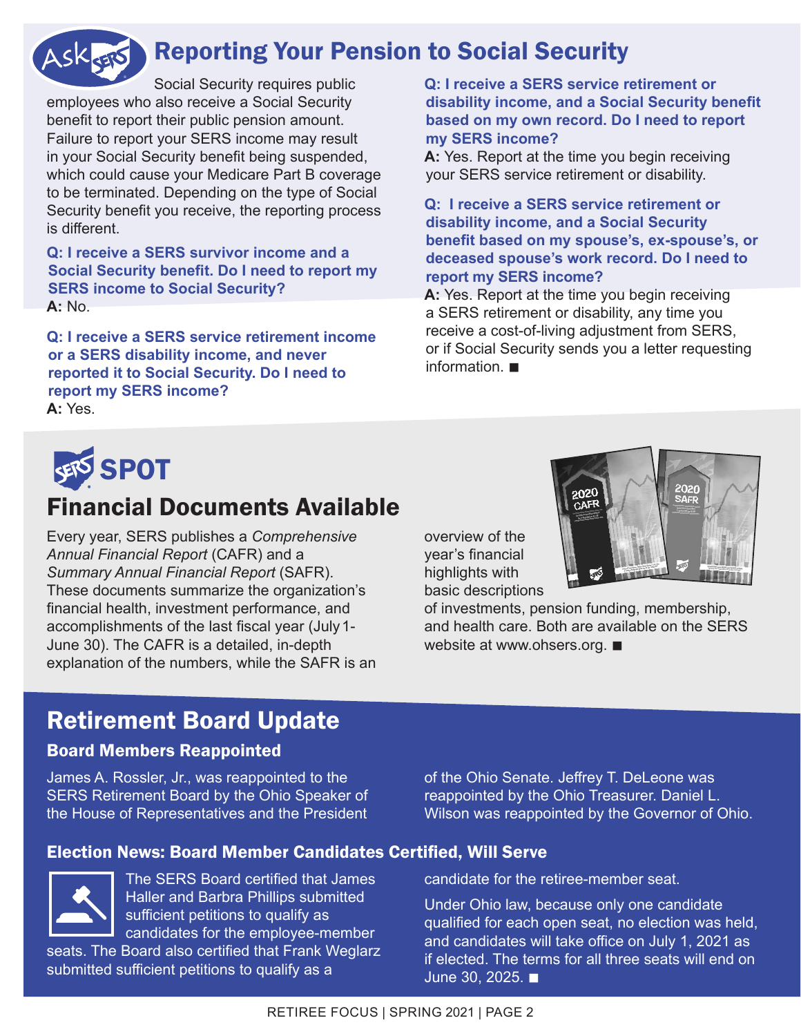# Reporting Your Pension to Social Security

Social Security requires public employees who also receive a Social Security benefit to report their public pension amount. Failure to report your SERS income may result in your Social Security benefit being suspended, which could cause your Medicare Part B coverage to be terminated. Depending on the type of Social Security benefit you receive, the reporting process is different.

**Q: I receive a SERS survivor income and a Social Security benefit. Do I need to report my SERS income to Social Security?**

**A:** No.

**Q: I receive a SERS service retirement income or a SERS disability income, and never reported it to Social Security. Do I need to report my SERS income?**

**A:** Yes.

**Q: I receive a SERS service retirement or disability income, and a Social Security benefit based on my own record. Do I need to report my SERS income?**

**A:** Yes. Report at the time you begin receiving your SERS service retirement or disability.

**Q: I receive a SERS service retirement or disability income, and a Social Security benefit based on my spouse's, ex-spouse's, or deceased spouse's work record. Do I need to report my SERS income?**

**A:** Yes. Report at the time you begin receiving a SERS retirement or disability, any time you receive a cost-of-living adjustment from SERS, or if Social Security sends you a letter requesting information. ■

# SERS SPOT

## Financial Documents Available

Every year, SERS publishes a *Comprehensive Annual Financial Report* (CAFR) and a *Summary Annual Financial Report* (SAFR). These documents summarize the organization's financial health, investment performance, and accomplishments of the last fiscal year (July 1-June 30). The CAFR is a detailed, in-depth explanation of the numbers, while the SAFR is an overview of the year's financial highlights with basic descriptions of investments, pension funding, membership, and health care. Both are available on the SERS website at www.ohsers.org. ■

# Retirement Board Update

### Board Members Reappointed

James A. Rossler, Jr., was reappointed to the SERS Retirement Board by the Ohio Speaker of the House of Representatives and the President of the Ohio Senate. Jeffrey T. DeLeone was reappointed by the Ohio Treasurer. Daniel L. Wilson was reappointed by the Governor of Ohio.

### Election News: Board Member Candidates Certified, Will Serve

The SERS Board certified that James Haller and Barbra Phillips submitted sufficient petitions to qualify as candidates for the employee-member seats. The Board also certified that Frank Weglarz submitted sufficient petitions to qualify as a candidate for the retiree-member seat.

Under Ohio law, because only one candidate qualified for each open seat, no election was held, and candidates will take office on July 1, 2021 as if elected. The terms for all three seats will end on June 30, 2025. ■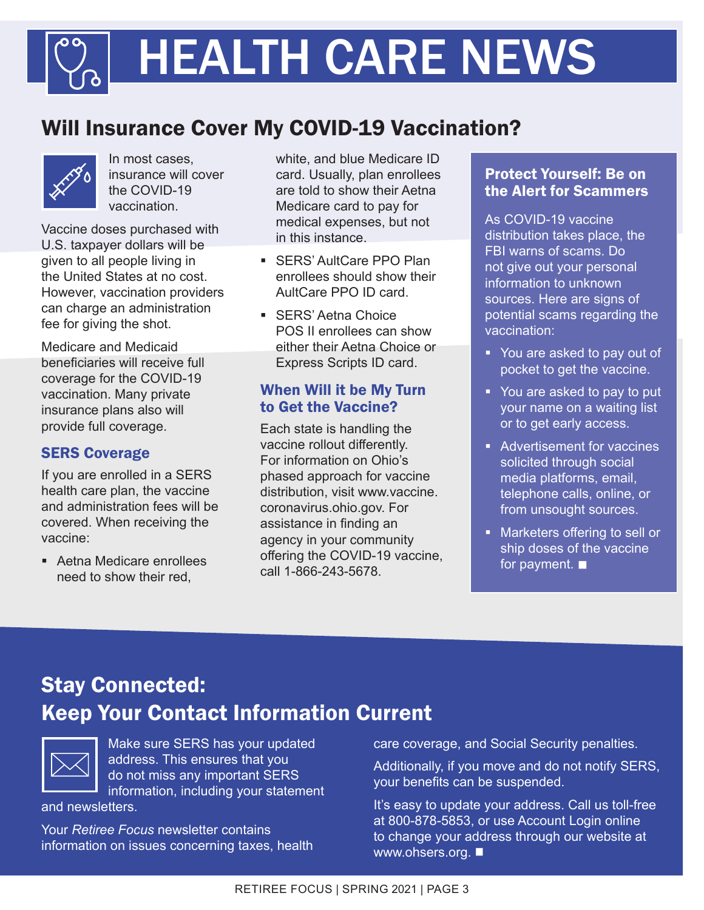# HEALTH CARE NEWS

## Will Insurance Cover My COVID-19 Vaccination?

In most cases, insurance will cover the COVID-19 vaccination.

Vaccine doses purchased with U.S. taxpayer dollars will be given to all people living in the United States at no cost. However, vaccination providers can charge an administration fee for giving the shot.

Medicare and Medicaid beneficiaries will receive full coverage for the COVID-19 vaccination. Many private insurance plans also will provide full coverage.

### SERS Coverage

If you are enrolled in a SERS health care plan, the vaccine and administration fees will be covered. When receiving the vaccine:

- Aetna Medicare enrollees need to show their red, white, and blue Medicare ID card. Usually, plan enrollees are told to show their Aetna Medicare card to pay for medical expenses, but not in this instance.
- SERS' AultCare PPO Plan enrollees should show their AultCare PPO ID card.
- SERS' Aetna Choice POS II enrollees can show either their Aetna Choice or Express Scripts ID card.

### When Will it be My Turn to Get the Vaccine?

Each state is handling the vaccine rollout differently. For information on Ohio's phased approach for vaccine distribution, visit www.vaccine.coronavirus.ohio.gov. For assistance in finding an agency in your community offering the COVID-19 vaccine, call 1-866-243-5678.

### Protect Yourself: Be on the Alert for Scammers

As COVID-19 vaccine distribution takes place, the FBI warns of scams. Do not give out your personal information to unknown sources. Here are signs of potential scams regarding the vaccination:

- You are asked to pay out of pocket to get the vaccine.
- You are asked to pay to put your name on a waiting list or to get early access.
- Advertisement for vaccines solicited through social media platforms, email, telephone calls, online, or from unsought sources.
- Marketers offering to sell or ship doses of the vaccine for payment. ■

## Stay Connected: Keep Your Contact Information Current

Make sure SERS has your updated address. This ensures that you do not miss any important SERS information, including your statement and newsletters.

Your *Retiree Focus* newsletter contains information on issues concerning taxes, health care coverage, and Social Security penalties.

Additionally, if you move and do not notify SERS, your benefits can be suspended.

It's easy to update your address. Call us toll-free at 800-878-5853, or use Account Login online to change your address through our website at www.ohsers.org. ■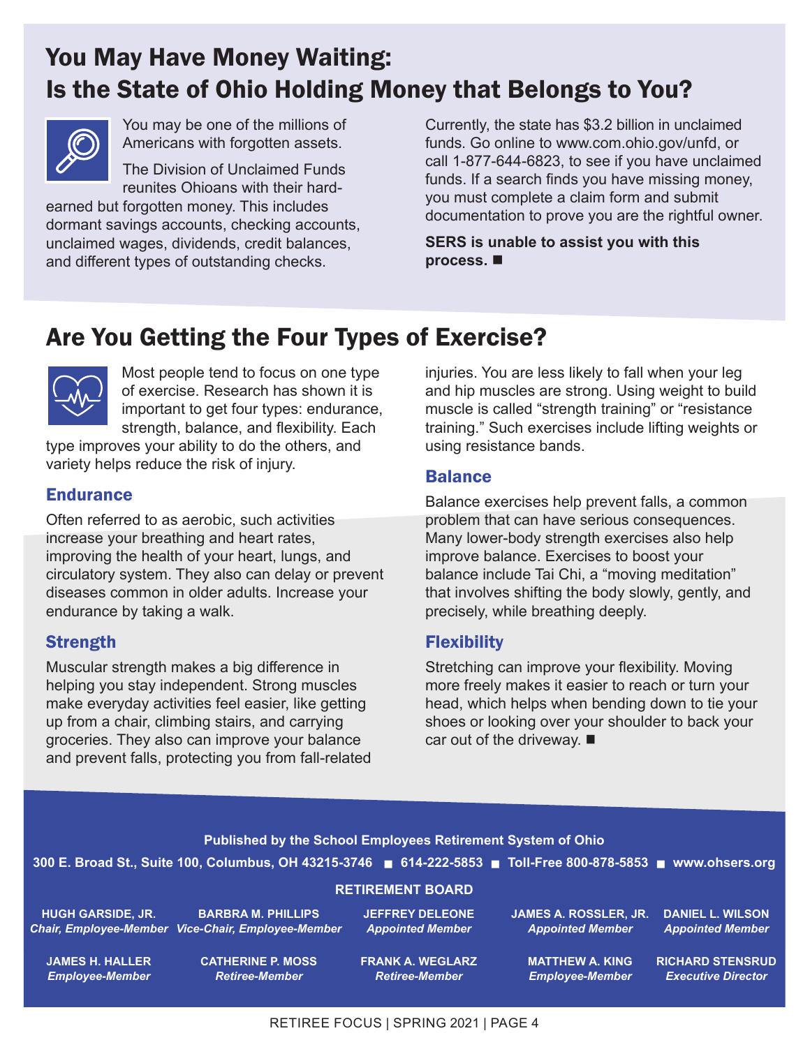# You May Have Money Waiting: Is the State of Ohio Holding Money that Belongs to You?

You may be one of the millions of Americans with forgotten assets.

The Division of Unclaimed Funds reunites Ohioans with their hard-earned but forgotten money. This includes dormant savings accounts, checking accounts, unclaimed wages, dividends, credit balances, and different types of outstanding checks.

Currently, the state has $3.2 billion in unclaimed funds. Go online to www.com.ohio.gov/unfd, or call 1-877-644-6823, to see if you have unclaimed funds. If a search finds you have missing money, you must complete a claim form and submit documentation to prove you are the rightful owner.

**SERS is unable to assist you with this process.** ■

# Are You Getting the Four Types of Exercise?

Most people tend to focus on one type of exercise. Research has shown it is important to get four types: endurance, strength, balance, and flexibility. Each type improves your ability to do the others, and variety helps reduce the risk of injury.

## Endurance

Often referred to as aerobic, such activities increase your breathing and heart rates, improving the health of your heart, lungs, and circulatory system. They also can delay or prevent diseases common in older adults. Increase your endurance by taking a walk.

## Strength

Muscular strength makes a big difference in helping you stay independent. Strong muscles make everyday activities feel easier, like getting up from a chair, climbing stairs, and carrying groceries. They also can improve your balance and prevent falls, protecting you from fall-related injuries. You are less likely to fall when your leg and hip muscles are strong. Using weight to build muscle is called "strength training" or "resistance training." Such exercises include lifting weights or using resistance bands.

## Balance

Balance exercises help prevent falls, a common problem that can have serious consequences. Many lower-body strength exercises also help improve balance. Exercises to boost your balance include Tai Chi, a "moving meditation" that involves shifting the body slowly, gently, and precisely, while breathing deeply.

## Flexibility

Stretching can improve your flexibility. Moving more freely makes it easier to reach or turn your head, which helps when bending down to tie your shoes or looking over your shoulder to back your car out of the driveway. ■

**Published by the School Employees Retirement System of Ohio**

**300 E. Broad St., Suite 100, Columbus, OH 43215-3746 ■ 614-222-5853 ■ Toll-Free 800-878-5853 ■ www.ohsers.org**

**RETIREMENT BOARD**

| | | | | |
|---|---|---|---|---|
| **HUGH GARSIDE, JR.** *Chair, Employee-Member* | **BARBRA M. PHILLIPS** *Vice-Chair, Employee-Member* | **JEFFREY DELEONE** *Appointed Member* | **JAMES A. ROSSLER, JR.** *Appointed Member* | **DANIEL L. WILSON** *Appointed Member* |
| **JAMES H. HALLER** *Employee-Member* | **CATHERINE P. MOSS** *Retiree-Member* | **FRANK A. WEGLARZ** *Retiree-Member* | **MATTHEW A. KING** *Employee-Member* | **RICHARD STENSRUD** *Executive Director* |